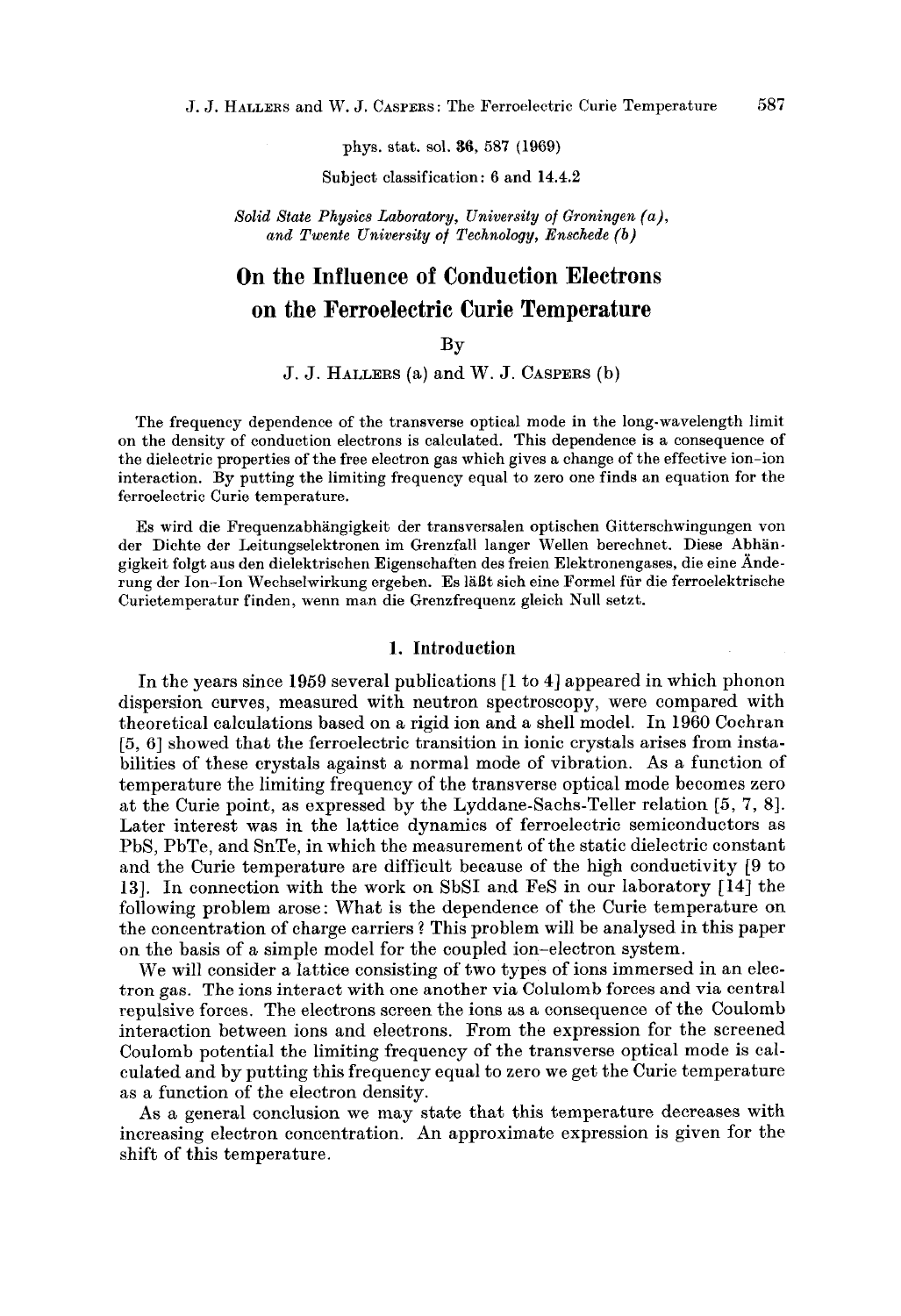phys. stat. sol. **36**, 587 (1969)

Subject classification: 6 and 14.4.2

*Solid State Physics Laboratory, University of Groningen (a), and Twente University of Technology, Enschede (b)*

# On the Influence of Conduction Electrons on the Ferroelectric Curie Temperature

By

J. J. Hallers (a) and W. J. Caspers (b)

The frequency dependence of the transverse optical mode in the long-wavelength limit on the density of conduction electrons is calculated. This dependence is a consequence of the dielectric properties of the free electron gas which gives a change of the effective ion-ion interaction. By putting the limiting frequency equal to zero one finds an equation for the ferroelectric Curie temperature.

Es wird die Frequenzabhängigkeit der transversalen optischen Gitterschwingungen von der Dichte der Leitungselektronen im Grenzfall langer Wellen berechnet. Diese Abhängigkeit folgt aus den dielektrischen Eigenschaften des freien Elektronengases, die eine Änderung der Ion-Ion Wechselwirkung ergeben. Es läßt sich eine Formel für die ferroelektrische Curietemperatur finden, wenn man die Grenzfrequenz gleich Null setzt.

## 1. Introduction

In the years since 1959 several publications [1 to 4] appeared in which phonon dispersion curves, measured with neutron spectroscopy, were compared with theoretical calculations based on a rigid ion and a shell model. In 1960 Cochran [5, 6] showed that the ferroelectric transition in ionic crystals arises from instabilities of these crystals against a normal mode of vibration. As a function of temperature the limiting frequency of the transverse optical mode becomes zero at the Curie point, as expressed by the Lyddane-Sachs-Teller relation [5, 7, 8]. Later interest was in the lattice dynamics of ferroelectric semiconductors as PbS, PbTe, and SnTe, in which the measurement of the static dielectric constant and the Curie temperature are difficult because of the high conductivity [9 to 13]. In connection with the work on SbSI and FeS in our laboratory [14] the following problem arose: What is the dependence of the Curie temperature on the concentration of charge carriers? This problem will be analysed in this paper on the basis of a simple model for the coupled ion-electron system.

We will consider a lattice consisting of two types of ions immersed in an electron gas. The ions interact with one another via Colulomb forces and via central repulsive forces. The electrons screen the ions as a consequence of the Coulomb interaction between ions and electrons. From the expression for the screened Coulomb potential the limiting frequency of the transverse optical mode is calculated and by putting this frequency equal to zero we get the Curie temperature as a function of the electron density.

As a general conclusion we may state that this temperature decreases with increasing electron concentration. An approximate expression is given for the shift of this temperature.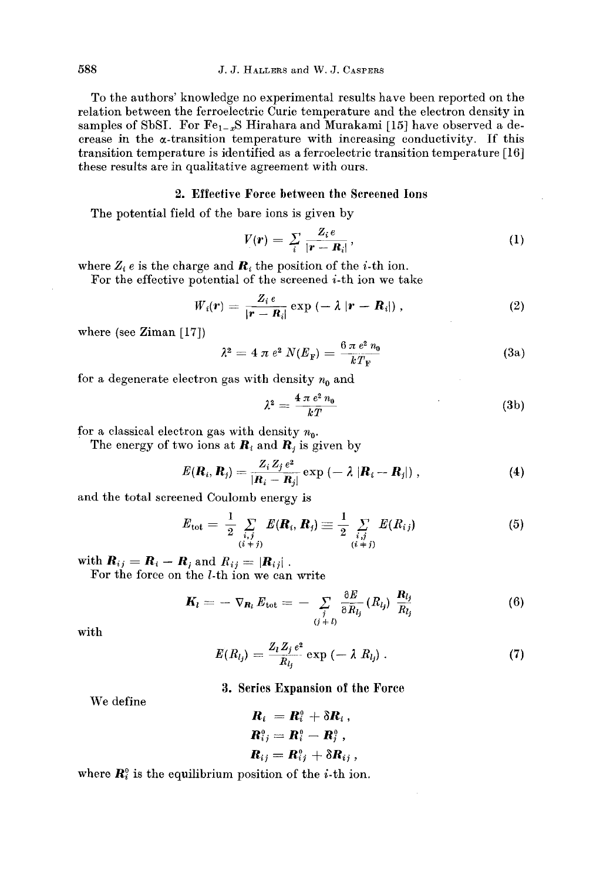To the authors' knowledge no experimental results have been reported on the relation between the ferroelectric Curie temperature and the electron density in samples of SbSI. For $Fe_{1-x}S$ Hirahara and Murakami [15] have observed a decrease in the $\alpha$-transition temperature with increasing conductivity. If this transition temperature is identified as a ferroelectric transition temperature [16] these results are in qualitative agreement with ours.

## 2. Effective Force between the Screened Ions

The potential field of the bare ions is given by

$$V(\boldsymbol{r}) = \sum_i \frac{Z_i e}{|\boldsymbol{r} - \boldsymbol{R}_i|}, \tag{1}$$

where $Z_i e$ is the charge and $\boldsymbol{R}_i$ the position of the $i$-th ion.

For the effective potential of the screened $i$-th ion we take

$$W_i(\boldsymbol{r}) = \frac{Z_i e}{|\boldsymbol{r} - \boldsymbol{R}_i|} \exp(-\lambda |\boldsymbol{r} - \boldsymbol{R}_i|), \tag{2}$$

where (see Ziman [17])

$$\lambda^2 = 4 \pi e^2 N(E_F) = \frac{6 \pi e^2 n_0}{k T_F} \tag{3a}$$

for a degenerate electron gas with density $n_0$ and

$$\lambda^2 = \frac{4 \pi e^2 n_0}{k T} \tag{3b}$$

for a classical electron gas with density $n_0$.

The energy of two ions at $\boldsymbol{R}_i$ and $\boldsymbol{R}_j$ is given by

$$E(\boldsymbol{R}_i, \boldsymbol{R}_j) = \frac{Z_i Z_j e^2}{|\boldsymbol{R}_i - \boldsymbol{R}_j|} \exp(-\lambda |\boldsymbol{R}_i - \boldsymbol{R}_j|), \tag{4}$$

and the total screened Coulomb energy is

$$E_{\text{tot}} = \frac{1}{2} \sum_{\substack{i,j \\ (i \neq j)}} E(\boldsymbol{R}_i, \boldsymbol{R}_j) \equiv \frac{1}{2} \sum_{\substack{i,j \\ (i \neq j)}} E(R_{ij}) \tag{5}$$

with $\boldsymbol{R}_{ij} = \boldsymbol{R}_i - \boldsymbol{R}_j$ and $R_{ij} = |\boldsymbol{R}_{ij}|$.

For the force on the $l$-th ion we can write

$$\boldsymbol{K}_l = -\nabla_{\boldsymbol{R}_l} E_{\text{tot}} = -\sum_{\substack{j \\ (j \neq l)}} \frac{\partial E}{\partial R_{lj}}(R_{lj}) \frac{\boldsymbol{R}_{lj}}{R_{lj}} \tag{6}$$

with

$$E(R_{lj}) = \frac{Z_l Z_j e^2}{R_{lj}} \exp(-\lambda R_{lj}). \tag{7}$$

## 3. Series Expansion of the Force

We define

$$\boldsymbol{R}_i = \boldsymbol{R}_i^0 + \delta \boldsymbol{R}_i,$$

$$\boldsymbol{R}_{ij}^0 = \boldsymbol{R}_i^0 - \boldsymbol{R}_j^0,$$

$$\boldsymbol{R}_{ij} = \boldsymbol{R}_{ij}^0 + \delta \boldsymbol{R}_{ij},$$

where $\boldsymbol{R}_i^0$ is the equilibrium position of the $i$-th ion.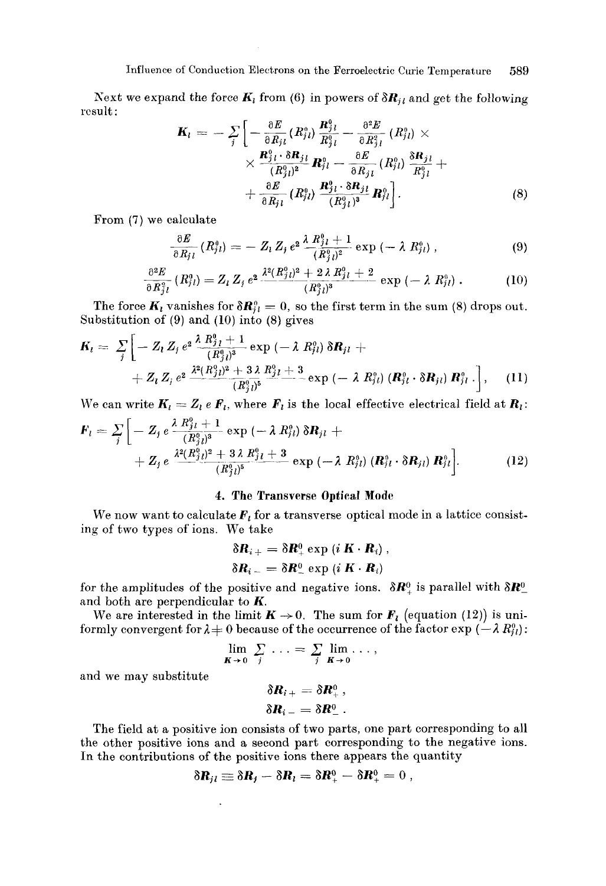Next we expand the force $\boldsymbol{K}_l$ from (6) in powers of $\delta \boldsymbol{R}_{jl}$ and get the following result:

$$
\boldsymbol{K}_l = -\sum_j \Big[ -\frac{\partial E}{\partial R_{jl}} (R^0_{jl}) \frac{\boldsymbol{R}^0_{jl}}{R^0_{jl}} - \frac{\partial^2 E}{\partial R^2_{jl}} (R^0_{jl}) \times \times \frac{\boldsymbol{R}^0_{jl} \cdot \delta \boldsymbol{R}_{jl}}{(R^0_{jl})^2} \boldsymbol{R}^0_{jl} - \frac{\partial E}{\partial R_{jl}} (R^0_{jl}) \frac{\delta \boldsymbol{R}_{jl}}{R^0_{jl}} + + \frac{\partial E}{\partial R_{jl}} (R^0_{jl}) \frac{\boldsymbol{R}^0_{jl} \cdot \delta \boldsymbol{R}_{jl}}{(R^0_{jl})^3} \boldsymbol{R}^0_{jl} \Big]. \tag{8}
$$

From (7) we calculate

$$
\frac{\partial E}{\partial R_{jl}} (R^0_{jl}) = - Z_l Z_j e^2 \frac{\lambda R^0_{jl} + 1}{(R^0_{jl})^2} \exp(-\lambda R^0_{jl}), \tag{9}
$$

$$
\frac{\partial^2 E}{\partial R^2_{jl}} (R^0_{jl}) = Z_l Z_j e^2 \frac{\lambda^2 (R^0_{jl})^2 + 2 \lambda R^0_{jl} + 2}{(R^0_{jl})^3} \exp(-\lambda R^0_{jl}). \tag{10}
$$

The force $\boldsymbol{K}_l$ vanishes for $\delta \boldsymbol{R}^0_{jl} = 0$, so the first term in the sum (8) drops out. Substitution of (9) and (10) into (8) gives

$$
\boldsymbol{K}_l = \sum_j \Big[ - Z_l Z_j e^2 \frac{\lambda R^0_{jl} + 1}{(R^0_{jl})^3} \exp(-\lambda R^0_{jl}) \, \delta \boldsymbol{R}_{jl} + + Z_l Z_j e^2 \frac{\lambda^2 (R^0_{jl})^2 + 3 \lambda R^0_{jl} + 3}{(R^0_{jl})^5} \exp(-\lambda R^0_{jl}) (\boldsymbol{R}^0_{jl} \cdot \delta \boldsymbol{R}_{jl}) \boldsymbol{R}^0_{jl} . \Big], \tag{11}
$$

We can write $\boldsymbol{K}_l = Z_l e \boldsymbol{F}_l$, where $\boldsymbol{F}_l$ is the local effective electrical field at $\boldsymbol{R}_l$:

$$
\boldsymbol{F}_l = \sum_j \Big[ - Z_j e \frac{\lambda R^0_{jl} + 1}{(R^0_{jl})^3} \exp(-\lambda R^0_{jl}) \, \delta \boldsymbol{R}_{jl} + + Z_j e \frac{\lambda^2 (R^0_{jl})^2 + 3 \lambda R^0_{jl} + 3}{(R^0_{jl})^5} \exp(-\lambda R^0_{jl}) (\boldsymbol{R}^0_{jl} \cdot \delta \boldsymbol{R}_{jl}) \boldsymbol{R}^0_{jl} \Big]. \tag{12}
$$

## 4. The Transverse Optical Mode

We now want to calculate $\boldsymbol{F}_l$ for a transverse optical mode in a lattice consisting of two types of ions. We take

$$
\delta \boldsymbol{R}_{i+} = \delta \boldsymbol{R}^0_+ \exp(i \boldsymbol{K} \cdot \boldsymbol{R}_i),
$$
$$
\delta \boldsymbol{R}_{i-} = \delta \boldsymbol{R}^0_- \exp(i \boldsymbol{K} \cdot \boldsymbol{R}_i)
$$

for the amplitudes of the positive and negative ions. $\delta \boldsymbol{R}^0_+$ is parallel with $\delta \boldsymbol{R}^0_-$ and both are perpendicular to $\boldsymbol{K}$.

We are interested in the limit $\boldsymbol{K} \to 0$. The sum for $\boldsymbol{F}_l$ (equation (12)) is uniformly convergent for $\lambda \neq 0$ because of the occurrence of the factor $\exp(-\lambda R^0_{jl})$:

$$
\lim_{\boldsymbol{K} \to 0} \sum_j \ldots = \sum_j \lim_{\boldsymbol{K} \to 0} \ldots,
$$

and we may substitute

$$
\delta \boldsymbol{R}_{i+} = \delta \boldsymbol{R}^0_+ ,
$$
$$
\delta \boldsymbol{R}_{i-} = \delta \boldsymbol{R}^0_- .
$$

The field at a positive ion consists of two parts, one part corresponding to all the other positive ions and a second part corresponding to the negative ions. In the contributions of the positive ions there appears the quantity

$$
\delta \boldsymbol{R}_{jl} \equiv \delta \boldsymbol{R}_j - \delta \boldsymbol{R}_l = \delta \boldsymbol{R}^0_+ - \delta \boldsymbol{R}^0_+ = 0 ,
$$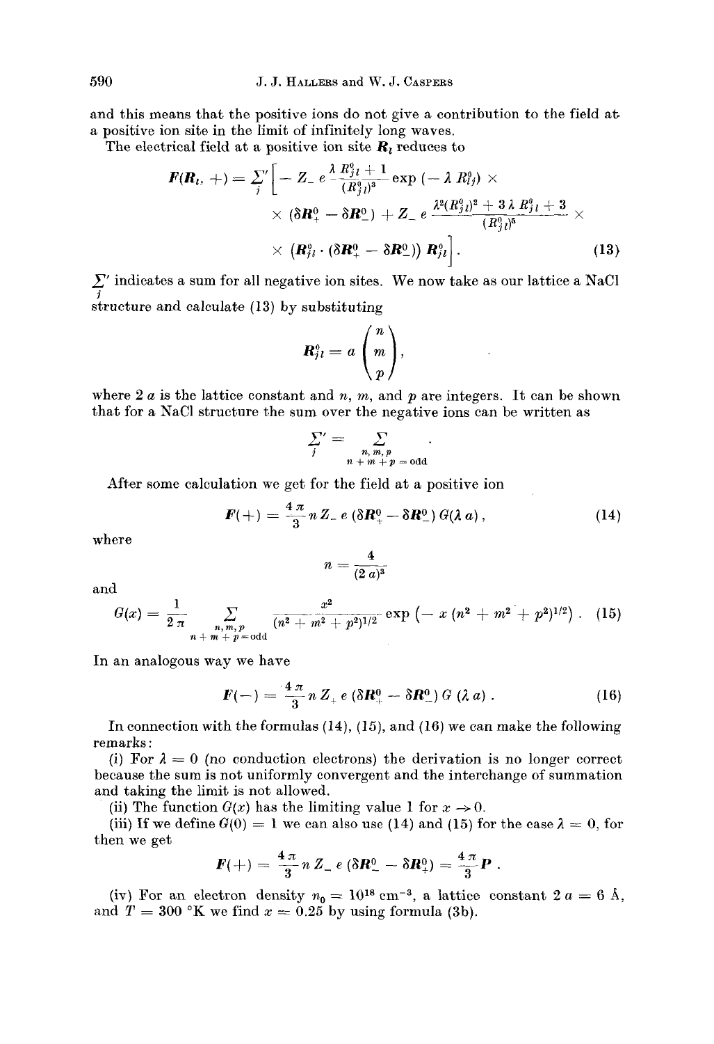and this means that the positive ions do not give a contribution to the field at a positive ion site in the limit of infinitely long waves.

The electrical field at a positive ion site $\boldsymbol{R}_l$ reduces to

$$
\begin{aligned}
\boldsymbol{F}(\boldsymbol{R}_l, +) = \sum_j{}' \Big[ & - Z_- \, e \, \frac{\lambda R_{jl}^0 + 1}{(R_{jl}^0)^3} \exp(-\lambda R_{lj}^0) \times \\
& \times (\delta \boldsymbol{R}_+^0 - \delta \boldsymbol{R}_-^0) + Z_- \, e \, \frac{\lambda^2 (R_{jl}^0)^2 + 3 \lambda R_{jl}^0 + 3}{(R_{jl}^0)^5} \times \\
& \times \left( \boldsymbol{R}_{jl}^0 \cdot (\delta \boldsymbol{R}_+^0 - \delta \boldsymbol{R}_-^0) \right) \boldsymbol{R}_{jl}^0 \Big] . \qquad (13)
\end{aligned}
$$

$\sum_j{}'$ indicates a sum for all negative ion sites. We now take as our lattice a NaCl structure and calculate (13) by substituting

$$
\boldsymbol{R}_{jl}^0 = a \begin{pmatrix} n \\ m \\ p \end{pmatrix},
$$

where $2\,a$ is the lattice constant and $n$, $m$, and $p$ are integers. It can be shown that for a NaCl structure the sum over the negative ions can be written as

$$
\sum_j{}' = \sum_{\substack{n, m, p \\ n+m+p = \text{odd}}} .
$$

After some calculation we get for the field at a positive ion

$$
\boldsymbol{F}(+) = \frac{4\pi}{3} n \, Z_- \, e \, (\delta \boldsymbol{R}_+^0 - \delta \boldsymbol{R}_-^0) \, G(\lambda a) , \qquad (14)
$$

where

$$
n = \frac{4}{(2\,a)^3}
$$

and

$$
G(x) = \frac{1}{2\pi} \sum_{\substack{n, m, p \\ n+m+p = \text{odd}}} \frac{x^2}{(n^2 + m^2 + p^2)^{1/2}} \exp\left(-x \, (n^2 + m^2 + p^2)^{1/2}\right) . \qquad (15)
$$

In an analogous way we have

$$
\boldsymbol{F}(-) = \frac{4\pi}{3} n \, Z_+ \, e \, (\delta \boldsymbol{R}_+^0 - \delta \boldsymbol{R}_-^0) \, G(\lambda a) . \qquad (16)
$$

In connection with the formulas (14), (15), and (16) we can make the following remarks:

(i) For $\lambda = 0$ (no conduction electrons) the derivation is no longer correct because the sum is not uniformly convergent and the interchange of summation and taking the limit is not allowed.

(ii) The function $G(x)$ has the limiting value 1 for $x \to 0$.

(iii) If we define $G(0) = 1$ we can also use (14) and (15) for the case $\lambda = 0$, for then we get

$$
\boldsymbol{F}(+) = \frac{4\pi}{3} n \, Z_- \, e \, (\delta \boldsymbol{R}_-^0 - \delta \boldsymbol{R}_+^0) = \frac{4\pi}{3} \boldsymbol{P} .
$$

(iv) For an electron density $n_0 = 10^{18}$ cm$^{-3}$, a lattice constant $2\,a = 6$ Å, and $T = 300$ °K we find $x = 0.25$ by using formula (3b).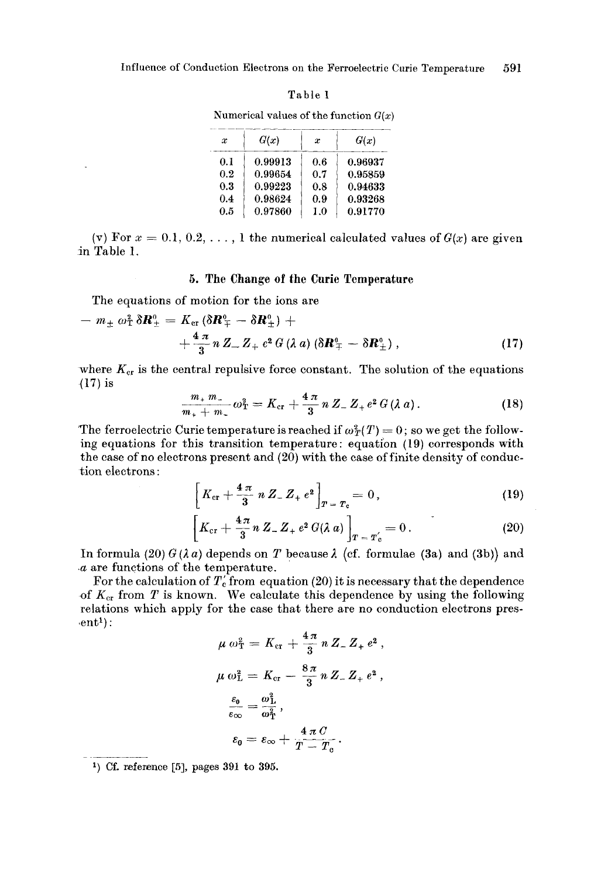Table 1

Numerical values of the function $G(x)$

| $x$ | $G(x)$ | $x$ | $G(x)$ |
|---|---|---|---|
| 0.1 | 0.99913 | 0.6 | 0.96937 |
| 0.2 | 0.99654 | 0.7 | 0.95859 |
| 0.3 | 0.99223 | 0.8 | 0.94633 |
| 0.4 | 0.98624 | 0.9 | 0.93268 |
| 0.5 | 0.97860 | 1.0 | 0.91770 |

(v) For $x = 0.1, 0.2, \ldots, 1$ the numerical calculated values of $G(x)$ are given in Table 1.

## 5. The Change of the Curie Temperature

The equations of motion for the ions are

$$- m_{\pm} \omega_{\mathrm{T}}^2 \, \delta \boldsymbol{R}_{\pm}^0 = K_{\mathrm{cr}} (\delta \boldsymbol{R}_{\mp}^0 - \delta \boldsymbol{R}_{\pm}^0) + + \frac{4\pi}{3} n \, Z_- Z_+ e^2 \, G(\lambda a) \, (\delta \boldsymbol{R}_{\mp}^0 - \delta \boldsymbol{R}_{\pm}^0) \,, \tag{17}$$

where $K_{\mathrm{cr}}$ is the central repulsive force constant. The solution of the equations (17) is

$$\frac{m_+ m_-}{m_+ + m_-} \omega_{\mathrm{T}}^2 = K_{\mathrm{cr}} + \frac{4\pi}{3} n \, Z_- Z_+ e^2 \, G(\lambda a) \,. \tag{18}$$

The ferroelectric Curie temperature is reached if $\omega_T^2(T) = 0$; so we get the following equations for this transition temperature: equation (19) corresponds with the case of no electrons present and (20) with the case of finite density of conduction electrons:

$$\left[ K_{\mathrm{cr}} + \frac{4\pi}{3} n \, Z_- Z_+ e^2 \right]_{T = T_{\mathrm{c}}} = 0 \,, \tag{19}$$

$$\left[ K_{\mathrm{cr}} + \frac{4\pi}{3} n \, Z_- Z_+ e^2 \, G(\lambda a) \right]_{T = T_{\mathrm{c}}'} = 0 \,. \tag{20}$$

In formula (20) $G(\lambda a)$ depends on $T$ because $\lambda$ (cf. formulae (3a) and (3b)) and $a$ are functions of the temperature.

For the calculation of $T_{\mathrm{c}}'$ from equation (20) it is necessary that the dependence of $K_{\mathrm{cr}}$ from $T$ is known. We calculate this dependence by using the following relations which apply for the case that there are no conduction electrons present[1]):

$$\mu \, \omega_{\mathrm{T}}^2 = K_{\mathrm{cr}} + \frac{4\pi}{3} n \, Z_- Z_+ e^2 \,,$$

$$\mu \, \omega_{\mathrm{L}}^2 = K_{\mathrm{cr}} - \frac{8\pi}{3} n \, Z_- Z_+ e^2 \,,$$

$$\frac{\varepsilon_0}{\varepsilon_\infty} = \frac{\omega_{\mathrm{L}}^2}{\omega_{\mathrm{T}}^2} \,,$$

$$\varepsilon_0 = \varepsilon_\infty + \frac{4\pi C}{T - T_{\mathrm{c}}} \,.$$

---

1) Cf. reference [5], pages 391 to 395.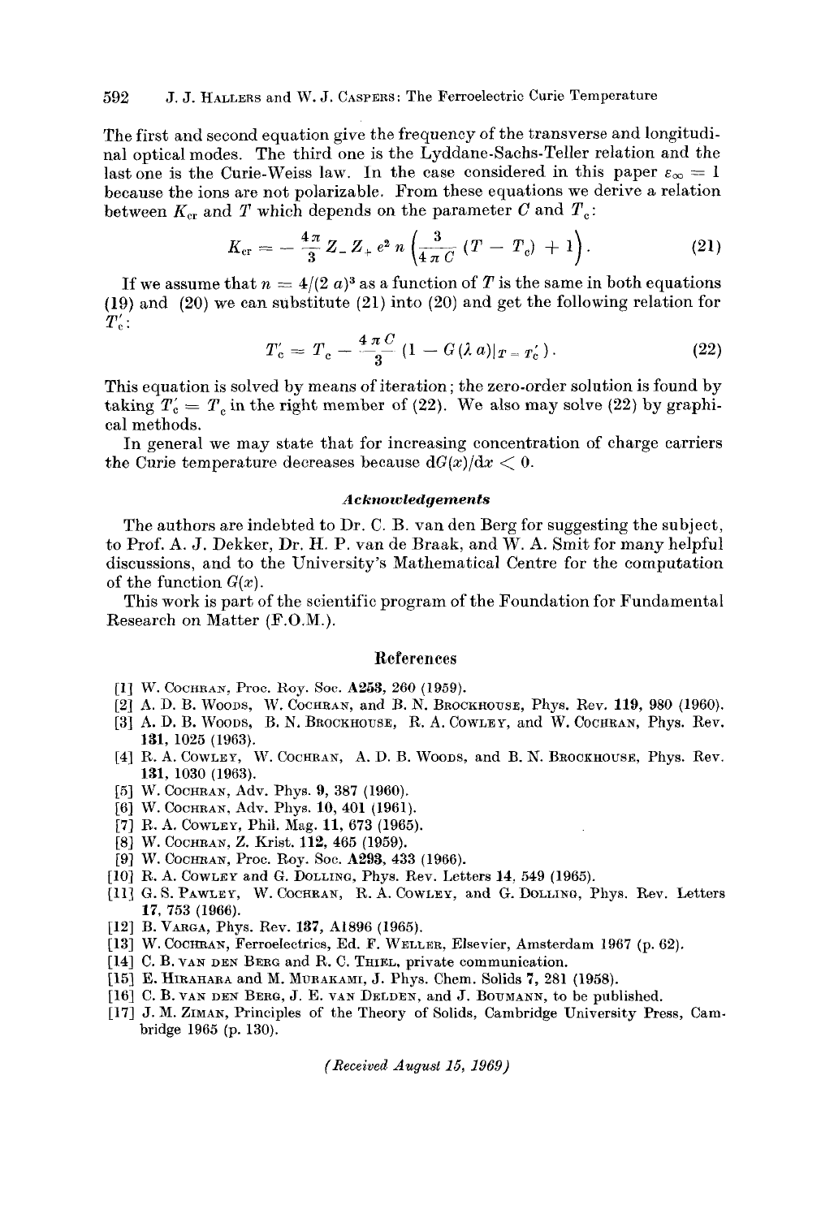The first and second equation give the frequency of the transverse and longitudinal optical modes. The third one is the Lyddane-Sachs-Teller relation and the last one is the Curie-Weiss law. In the case considered in this paper $\varepsilon_\infty = 1$ because the ions are not polarizable. From these equations we derive a relation between $K_{cr}$ and $T$ which depends on the parameter $C$ and $T_c$:

$$K_{cr} = -\frac{4\pi}{3} Z_- Z_+ e^2 n \left(\frac{3}{4\pi C}(T - T_c) + 1\right). \tag{21}$$

If we assume that $n = 4/(2a)^3$ as a function of $T$ is the same in both equations (19) and (20) we can substitute (21) into (20) and get the following relation for $T_c'$:

$$T_c' = T_c - \frac{4\pi C}{3}\left(1 - G(\lambda a)|_{T = T_c'}\right). \tag{22}$$

This equation is solved by means of iteration; the zero-order solution is found by taking $T_c' = T_c$ in the right member of (22). We also may solve (22) by graphical methods.

In general we may state that for increasing concentration of charge carriers the Curie temperature decreases because $\mathrm{d}G(x)/\mathrm{d}x < 0$.

### *Acknowledgements*

The authors are indebted to Dr. C. B. van den Berg for suggesting the subject, to Prof. A. J. Dekker, Dr. H. P. van de Braak, and W. A. Smit for many helpful discussions, and to the University's Mathematical Centre for the computation of the function $G(x)$.

This work is part of the scientific program of the Foundation for Fundamental Research on Matter (F.O.M.).

## References

[1] W. Cochran, Proc. Roy. Soc. **A253**, 260 (1959).
[2] A. D. B. Woods, W. Cochran, and B. N. Brockhouse, Phys. Rev. **119**, 980 (1960).
[3] A. D. B. Woods, B. N. Brockhouse, R. A. Cowley, and W. Cochran, Phys. Rev. **131**, 1025 (1963).
[4] R. A. Cowley, W. Cochran, A. D. B. Woods, and B. N. Brockhouse, Phys. Rev. **131**, 1030 (1963).
[5] W. Cochran, Adv. Phys. **9**, 387 (1960).
[6] W. Cochran, Adv. Phys. **10**, 401 (1961).
[7] R. A. Cowley, Phil. Mag. **11**, 673 (1965).
[8] W. Cochran, Z. Krist. **112**, 465 (1959).
[9] W. Cochran, Proc. Roy. Soc. **A293**, 433 (1966).
[10] R. A. Cowley and G. Dolling, Phys. Rev. Letters **14**, 549 (1965).
[11] G. S. Pawley, W. Cochran, R. A. Cowley, and G. Dolling, Phys. Rev. Letters **17**, 753 (1966).
[12] B. Varga, Phys. Rev. **137**, A1896 (1965).
[13] W. Cochran, Ferroelectrics, Ed. F. Weller, Elsevier, Amsterdam 1967 (p. 62).
[14] C. B. van den Berg and R. C. Thiel, private communication.
[15] E. Hirahara and M. Murakami, J. Phys. Chem. Solids **7**, 281 (1958).
[16] C. B. van den Berg, J. E. van Delden, and J. Boumann, to be published.
[17] J. M. Ziman, Principles of the Theory of Solids, Cambridge University Press, Cambridge 1965 (p. 130).

*(Received August 15, 1969)*